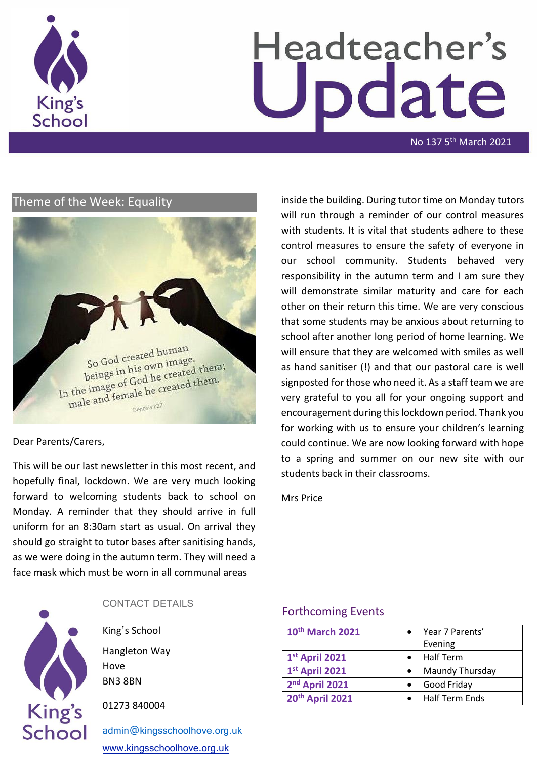# Headteacher's Update

No 137 5th March 2021

## Theme of the Week: Equality

So God created human beings in his own image. In the image of God he created them; male and female he created them.

Genesis 1:27

Dear Parents/Carers,

This will be our last newsletter in this most recent, and hopefully final, lockdown. We are very much looking forward to welcoming students back to school on Monday. A reminder that they should arrive in full uniform for an 8:30am start as usual. On arrival they should go straight to tutor bases after sanitising hands, as we were doing in the autumn term. They will need a face mask which must be worn in all communal areas inside the building. During tutor time on Monday tutors will run through a reminder of our control measures with students. It is vital that students adhere to these control measures to ensure the safety of everyone in our school community. Students behaved very responsibility in the autumn term and I am sure they will demonstrate similar maturity and care for each other on their return this time. We are very conscious that some students may be anxious about returning to school after another long period of home learning. We will ensure that they are welcomed with smiles as well as hand sanitiser (!) and that our pastoral care is well signposted for those who need it. As a staff team we are very grateful to you all for your ongoing support and encouragement during this lockdown period. Thank you for working with us to ensure your children's learning could continue. We are now looking forward with hope to a spring and summer on our new site with our students back in their classrooms.

Mrs Price

## CONTACT DETAILS

King's School

Hangleton Way

Hove

BN3 8BN

01273 840004

admin@kingsschoolhove.org.uk

www.kingsschoolhove.org.uk

## Forthcoming Events

| Date | Event |
|---|---|
| **10th March 2021** | • Year 7 Parents' Evening |
| **1st April 2021** | • Half Term |
| **1st April 2021** | • Maundy Thursday |
| **2nd April 2021** | • Good Friday |
| **20th April 2021** | • Half Term Ends |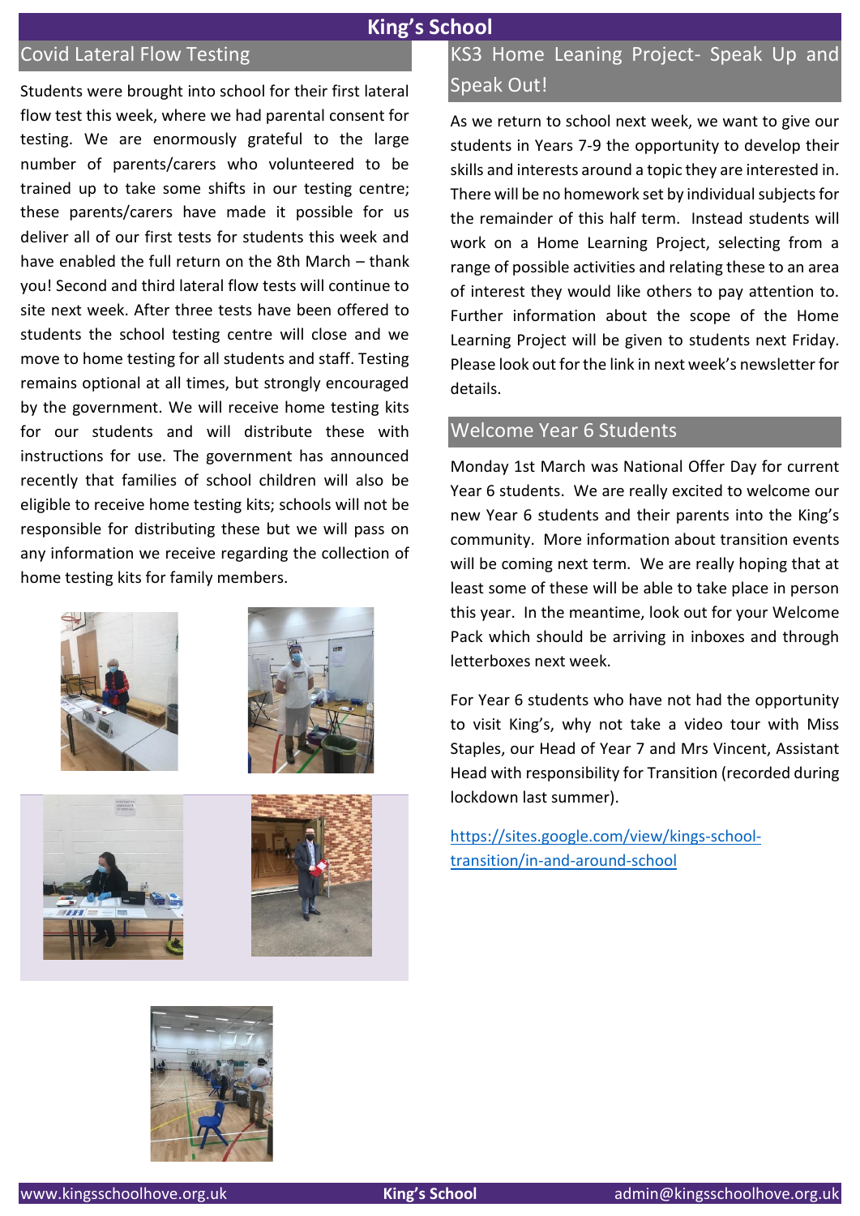## Covid Lateral Flow Testing

Students were brought into school for their first lateral flow test this week, where we had parental consent for testing. We are enormously grateful to the large number of parents/carers who volunteered to be trained up to take some shifts in our testing centre; these parents/carers have made it possible for us deliver all of our first tests for students this week and have enabled the full return on the 8th March – thank you! Second and third lateral flow tests will continue to site next week. After three tests have been offered to students the school testing centre will close and we move to home testing for all students and staff. Testing remains optional at all times, but strongly encouraged by the government. We will receive home testing kits for our students and will distribute these with instructions for use. The government has announced recently that families of school children will also be eligible to receive home testing kits; schools will not be responsible for distributing these but we will pass on any information we receive regarding the collection of home testing kits for family members.

## KS3 Home Leaning Project- Speak Up and Speak Out!

As we return to school next week, we want to give our students in Years 7-9 the opportunity to develop their skills and interests around a topic they are interested in. There will be no homework set by individual subjects for the remainder of this half term. Instead students will work on a Home Learning Project, selecting from a range of possible activities and relating these to an area of interest they would like others to pay attention to. Further information about the scope of the Home Learning Project will be given to students next Friday. Please look out for the link in next week's newsletter for details.

## Welcome Year 6 Students

Monday 1st March was National Offer Day for current Year 6 students. We are really excited to welcome our new Year 6 students and their parents into the King's community. More information about transition events will be coming next term. We are really hoping that at least some of these will be able to take place in person this year. In the meantime, look out for your Welcome Pack which should be arriving in inboxes and through letterboxes next week.

For Year 6 students who have not had the opportunity to visit King's, why not take a video tour with Miss Staples, our Head of Year 7 and Mrs Vincent, Assistant Head with responsibility for Transition (recorded during lockdown last summer).

https://sites.google.com/view/kings-school-transition/in-and-around-school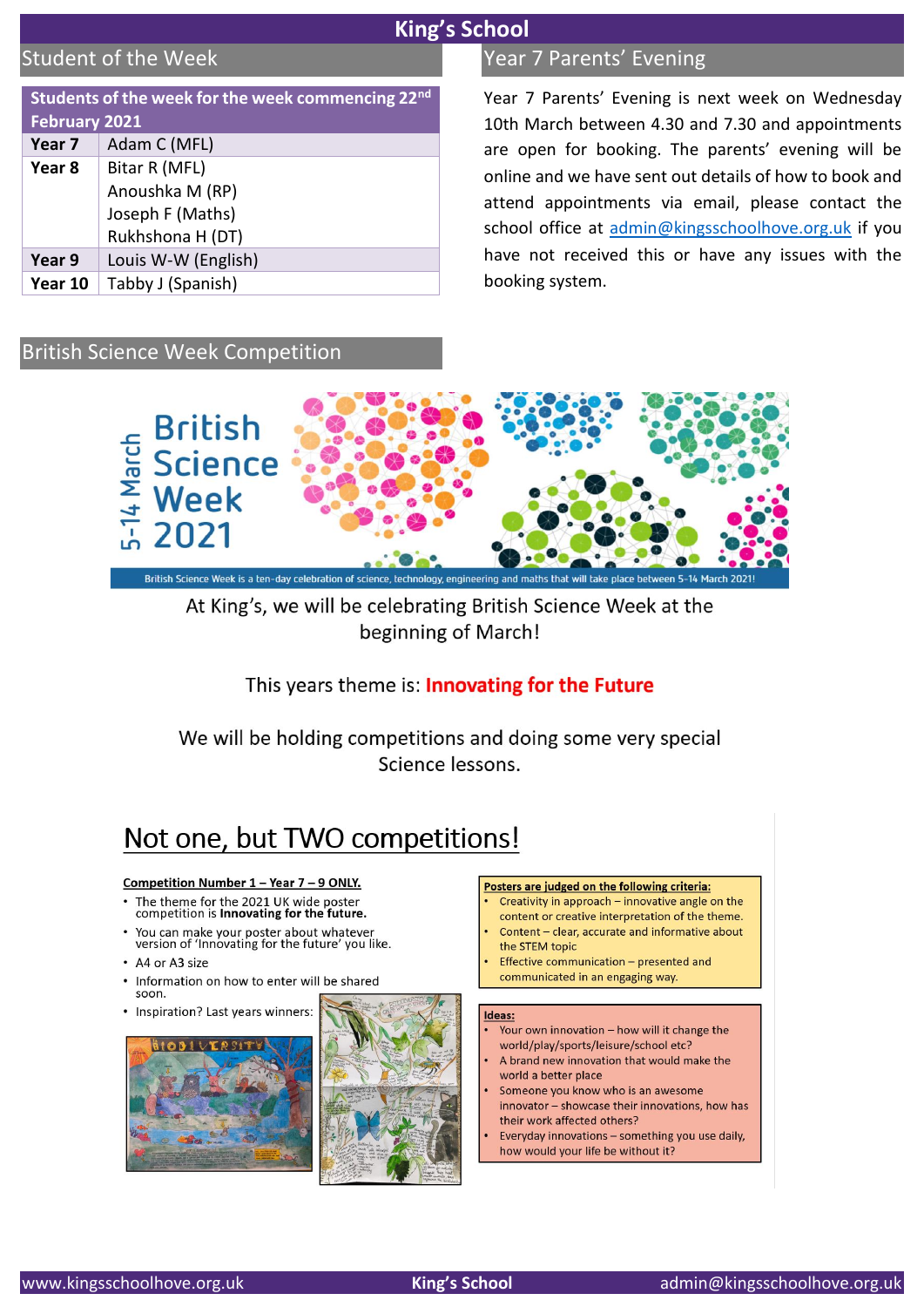# King's School

## Student of the Week

| Students of the week for the week commencing 22nd February 2021 | |
|---|---|
| **Year 7** | Adam C (MFL) |
| **Year 8** | Bitar R (MFL)<br>Anoushka M (RP)<br>Joseph F (Maths)<br>Rukhshona H (DT) |
| **Year 9** | Louis W-W (English) |
| **Year 10** | Tabby J (Spanish) |

## Year 7 Parents' Evening

Year 7 Parents' Evening is next week on Wednesday 10th March between 4.30 and 7.30 and appointments are open for booking. The parents' evening will be online and we have sent out details of how to book and attend appointments via email, please contact the school office at admin@kingsschoolhove.org.uk if you have not received this or have any issues with the booking system.

## British Science Week Competition

5-14 March British Science Week 2021

British Science Week is a ten-day celebration of science, technology, engineering and maths that will take place between 5-14 March 2021!

At King's, we will be celebrating British Science Week at the beginning of March!

This years theme is: **Innovating for the Future**

We will be holding competitions and doing some very special Science lessons.

### Not one, but TWO competitions!

**Competition Number 1 – Year 7 – 9 ONLY.**

- The theme for the 2021 UK wide poster competition is **Innovating for the future.**
- You can make your poster about whatever version of 'Innovating for the future' you like.
- A4 or A3 size
- Information on how to enter will be shared soon.
- Inspiration? Last years winners:

**Posters are judged on the following criteria:**

- Creativity in approach – innovative angle on the content or creative interpretation of the theme.
- Content – clear, accurate and informative about the STEM topic
- Effective communication – presented and communicated in an engaging way.

**Ideas:**

- Your own innovation – how will it change the world/play/sports/leisure/school etc?
- A brand new innovation that would make the world a better place
- Someone you know who is an awesome innovator – showcase their innovations, how has their work affected others?
- Everyday innovations – something you use daily, how would your life be without it?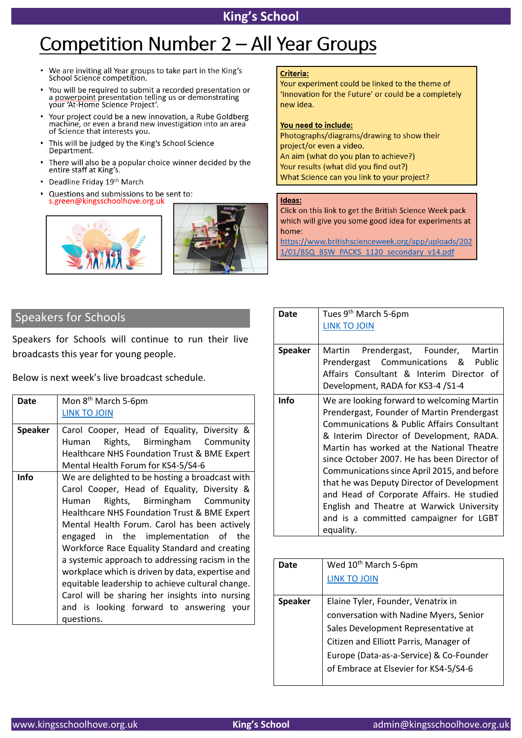# Competition Number 2 – All Year Groups

- We are inviting all Year groups to take part in the King's School Science competition.
- You will be required to submit a recorded presentation or a powerpoint presentation telling us or demonstrating your 'At-Home Science Project'.
- Your project could be a new innovation, a Rube Goldberg machine, or even a brand new investigation into an area of Science that interests you.
- This will be judged by the King's School Science Department.
- There will also be a popular choice winner decided by the entire staff at King's.
- Deadline Friday 19th March
- Questions and submissions to be sent to: s.green@kingsschoolhove.org.uk

**Criteria:**

Your experiment could be linked to the theme of 'Innovation for the Future' or could be a completely new idea.

**You need to include:**

Photographs/diagrams/drawing to show their project/or even a video.
An aim (what do you plan to achieve?)
Your results (what did you find out?)
What Science can you link to your project?

**Ideas:**

Click on this link to get the British Science Week pack which will give you some good idea for experiments at home:
https://www.britishscienceweek.org/app/uploads/2021/01/BSQ_BSW_PACKS_1120_secondary_v14.pdf

## Speakers for Schools

Speakers for Schools will continue to run their live broadcasts this year for young people.

Below is next week's live broadcast schedule.

| | |
|---|---|
| **Date** | Mon 8th March 5-6pm<br>LINK TO JOIN |
| **Speaker** | Carol Cooper, Head of Equality, Diversity & Human Rights, Birmingham Community Healthcare NHS Foundation Trust & BME Expert Mental Health Forum for KS4-5/S4-6 |
| **Info** | We are delighted to be hosting a broadcast with Carol Cooper, Head of Equality, Diversity & Human Rights, Birmingham Community Healthcare NHS Foundation Trust & BME Expert Mental Health Forum. Carol has been actively engaged in the implementation of the Workforce Race Equality Standard and creating a systemic approach to addressing racism in the workplace which is driven by data, expertise and equitable leadership to achieve cultural change. Carol will be sharing her insights into nursing and is looking forward to answering your questions. |

| | |
|---|---|
| **Date** | Tues 9th March 5-6pm<br>LINK TO JOIN |
| **Speaker** | Martin Prendergast, Founder, Martin Prendergast Communications & Public Affairs Consultant & Interim Director of Development, RADA for KS3-4 /S1-4 |
| **Info** | We are looking forward to welcoming Martin Prendergast, Founder of Martin Prendergast Communications & Public Affairs Consultant & Interim Director of Development, RADA. Martin has worked at the National Theatre since October 2007. He has been Director of Communications since April 2015, and before that he was Deputy Director of Development and Head of Corporate Affairs. He studied English and Theatre at Warwick University and is a committed campaigner for LGBT equality. |

| | |
|---|---|
| **Date** | Wed 10th March 5-6pm<br>LINK TO JOIN |
| **Speaker** | Elaine Tyler, Founder, Venatrix in conversation with Nadine Myers, Senior Sales Development Representative at Citizen and Elliott Parris, Manager of Europe (Data-as-a-Service) & Co-Founder of Embrace at Elsevier for KS4-5/S4-6 |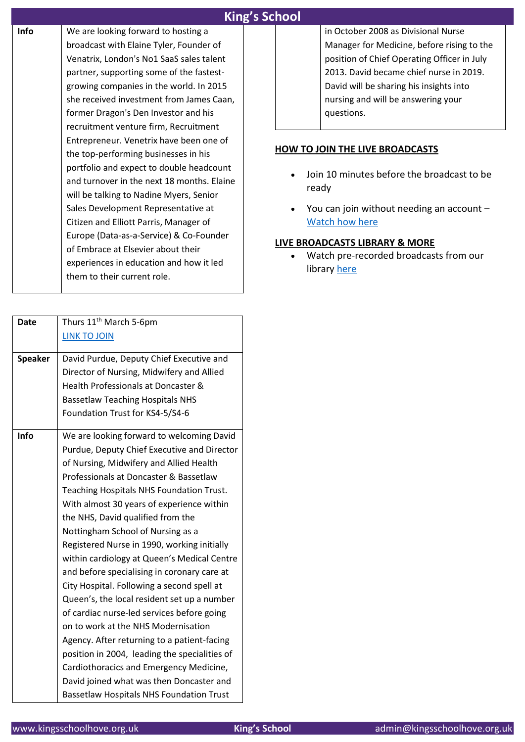| | |
|---|---|
| **Info** | We are looking forward to hosting a broadcast with Elaine Tyler, Founder of Venatrix, London's No1 SaaS sales talent partner, supporting some of the fastest-growing companies in the world. In 2015 she received investment from James Caan, former Dragon's Den Investor and his recruitment venture firm, Recruitment Entrepreneur. Venetrix have been one of the top-performing businesses in his portfolio and expect to double headcount and turnover in the next 18 months. Elaine will be talking to Nadine Myers, Senior Sales Development Representative at Citizen and Elliott Parris, Manager of Europe (Data-as-a-Service) & Co-Founder of Embrace at Elsevier about their experiences in education and how it led them to their current role. |

| | |
|---|---|
| **Date** | Thurs 11th March 5-6pm<br>[LINK TO JOIN](#) |
| **Speaker** | David Purdue, Deputy Chief Executive and Director of Nursing, Midwifery and Allied Health Professionals at Doncaster & Bassetlaw Teaching Hospitals NHS Foundation Trust for KS4-5/S4-6 |
| **Info** | We are looking forward to welcoming David Purdue, Deputy Chief Executive and Director of Nursing, Midwifery and Allied Health Professionals at Doncaster & Bassetlaw Teaching Hospitals NHS Foundation Trust. With almost 30 years of experience within the NHS, David qualified from the Nottingham School of Nursing as a Registered Nurse in 1990, working initially within cardiology at Queen's Medical Centre and before specialising in coronary care at City Hospital. Following a second spell at Queen's, the local resident set up a number of cardiac nurse-led services before going on to work at the NHS Modernisation Agency. After returning to a patient-facing position in 2004, leading the specialities of Cardiothoracics and Emergency Medicine, David joined what was then Doncaster and Bassetlaw Hospitals NHS Foundation Trust in October 2008 as Divisional Nurse Manager for Medicine, before rising to the position of Chief Operating Officer in July 2013. David became chief nurse in 2019. David will be sharing his insights into nursing and will be answering your questions. |

## HOW TO JOIN THE LIVE BROADCASTS

- Join 10 minutes before the broadcast to be ready
- You can join without needing an account – [Watch how here](#)

## LIVE BROADCASTS LIBRARY & MORE

- Watch pre-recorded broadcasts from our library [here](#)